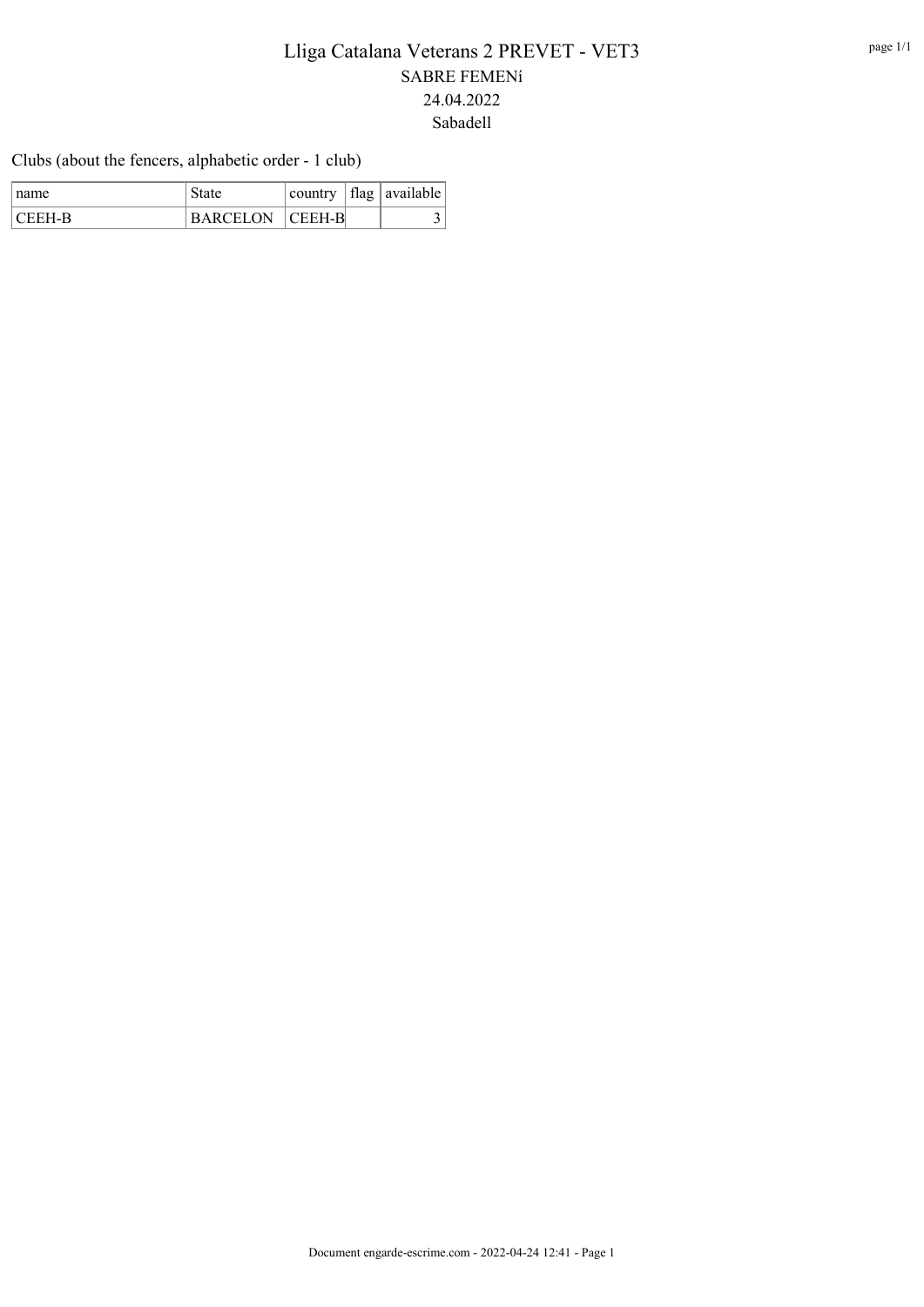# Lliga Catalana Veterans 2 PREVET - VET3

## SABRE FEMENí

24.04.2022

Sabadell

Clubs (about the fencers, alphabetic order - 1 club)

| name | State | country | flag | available |
| --- | --- | --- | --- | --- |
| CEEH-B | BARCELON | CEEH-B | | 3 |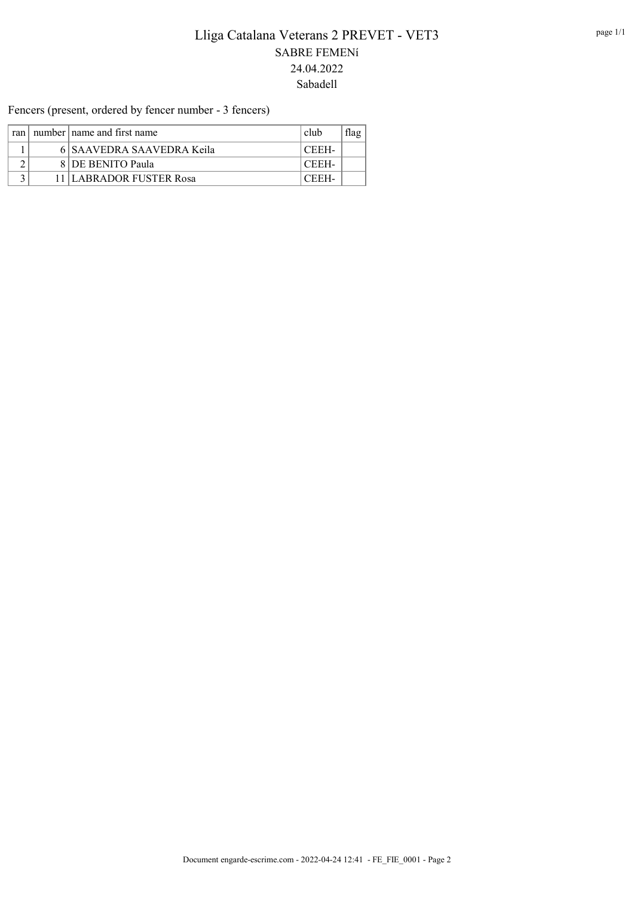# Lliga Catalana Veterans 2 PREVET - VET3

## SABRE FEMENí

## 24.04.2022

## Sabadell

Fencers (present, ordered by fencer number - 3 fencers)

| ran | number | name and first name | club | flag |
|---|---|---|---|---|
| 1 | 6 | SAAVEDRA SAAVEDRA Keila | CEEH- | |
| 2 | 8 | DE BENITO Paula | CEEH- | |
| 3 | 11 | LABRADOR FUSTER Rosa | CEEH- | |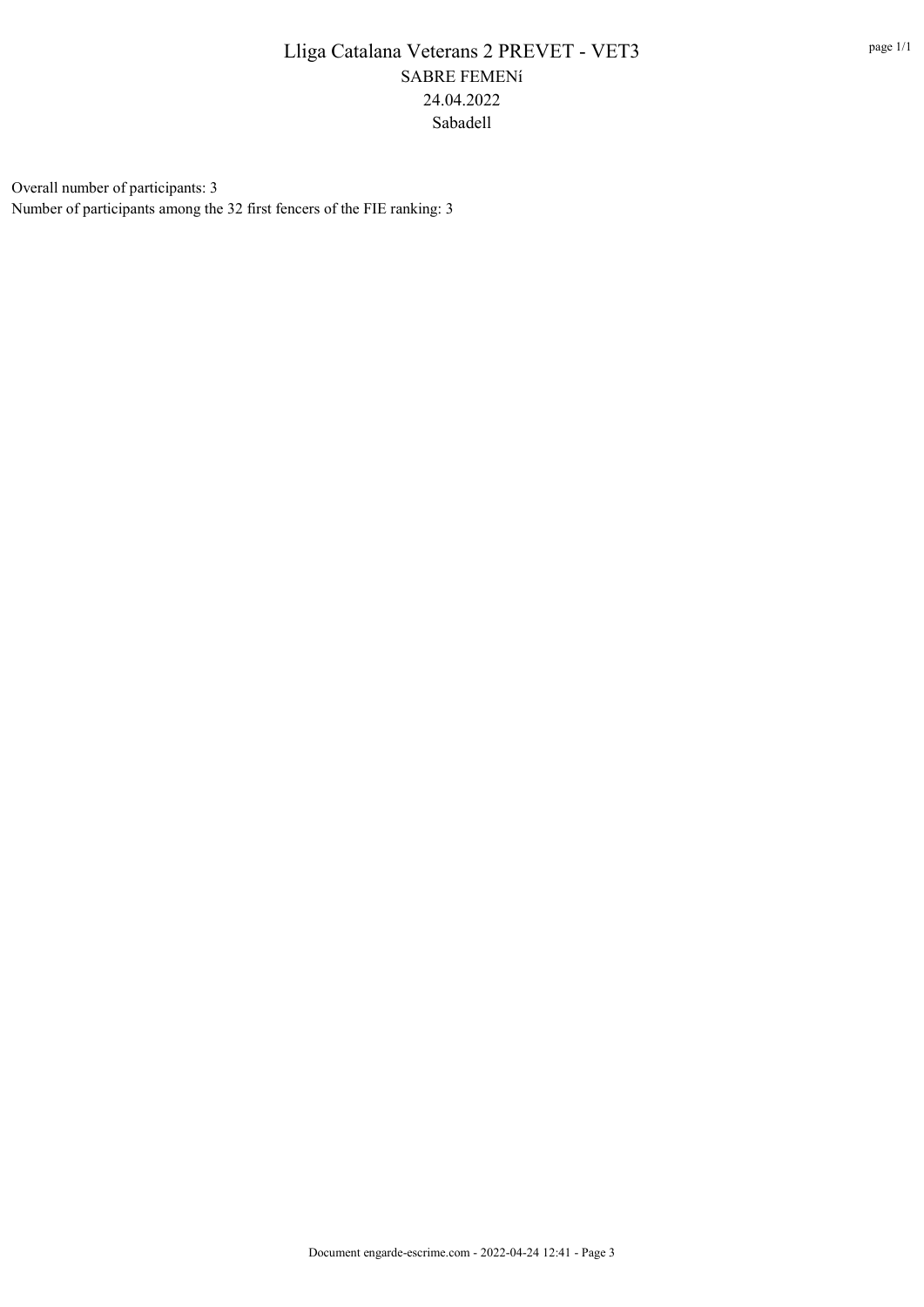# Lliga Catalana Veterans 2 PREVET - VET3

SABRE FEMENí

24.04.2022

Sabadell

Overall number of participants: 3

Number of participants among the 32 first fencers of the FIE ranking: 3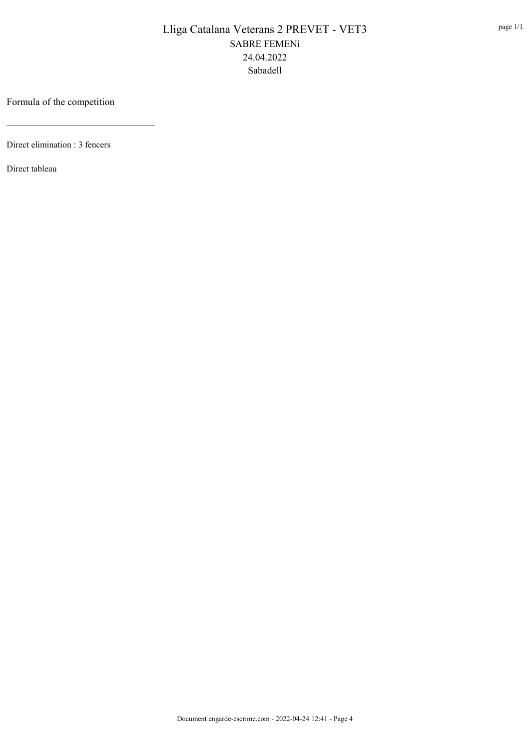# Lliga Catalana Veterans 2 PREVET - VET3

SABRE FEMENí

24.04.2022

Sabadell

Formula of the competition

---

Direct elimination : 3 fencers

Direct tableau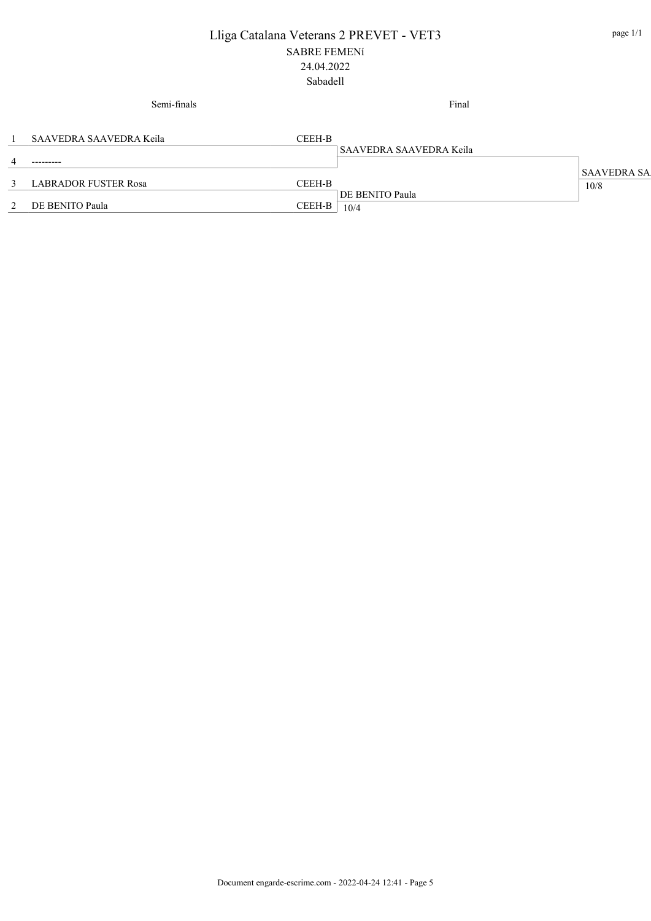# Lliga Catalana Veterans 2 PREVET - VET3

SABRE FEMENí

24.04.2022

Sabadell

| | Semi-finals | | Final | |
|---|---|---|---|---|
| 1 | SAAVEDRA SAAVEDRA Keila | CEEH-B | SAAVEDRA SAAVEDRA Keila | |
| 4 | --------- | | | SAAVEDRA SA |
| | | | | 10/8 |
| 3 | LABRADOR FUSTER Rosa | CEEH-B | DE BENITO Paula | |
| 2 | DE BENITO Paula | CEEH-B | 10/4 | |

Document engarde-escrime.com - 2022-04-24 12:41 - Page 5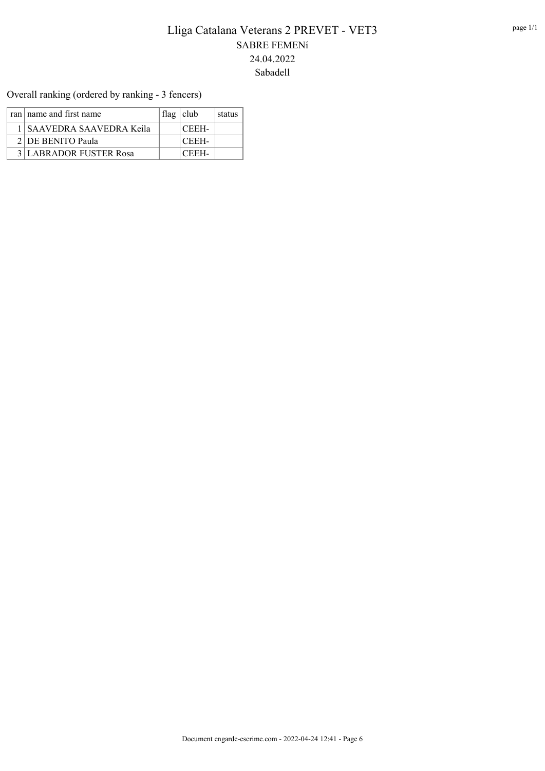# Lliga Catalana Veterans 2 PREVET - VET3

SABRE FEMENí

24.04.2022

Sabadell

Overall ranking (ordered by ranking - 3 fencers)

| ran | name and first name | flag | club | status |
|---|---|---|---|---|
| 1 | SAAVEDRA SAAVEDRA Keila | | CEEH- | |
| 2 | DE BENITO Paula | | CEEH- | |
| 3 | LABRADOR FUSTER Rosa | | CEEH- | |